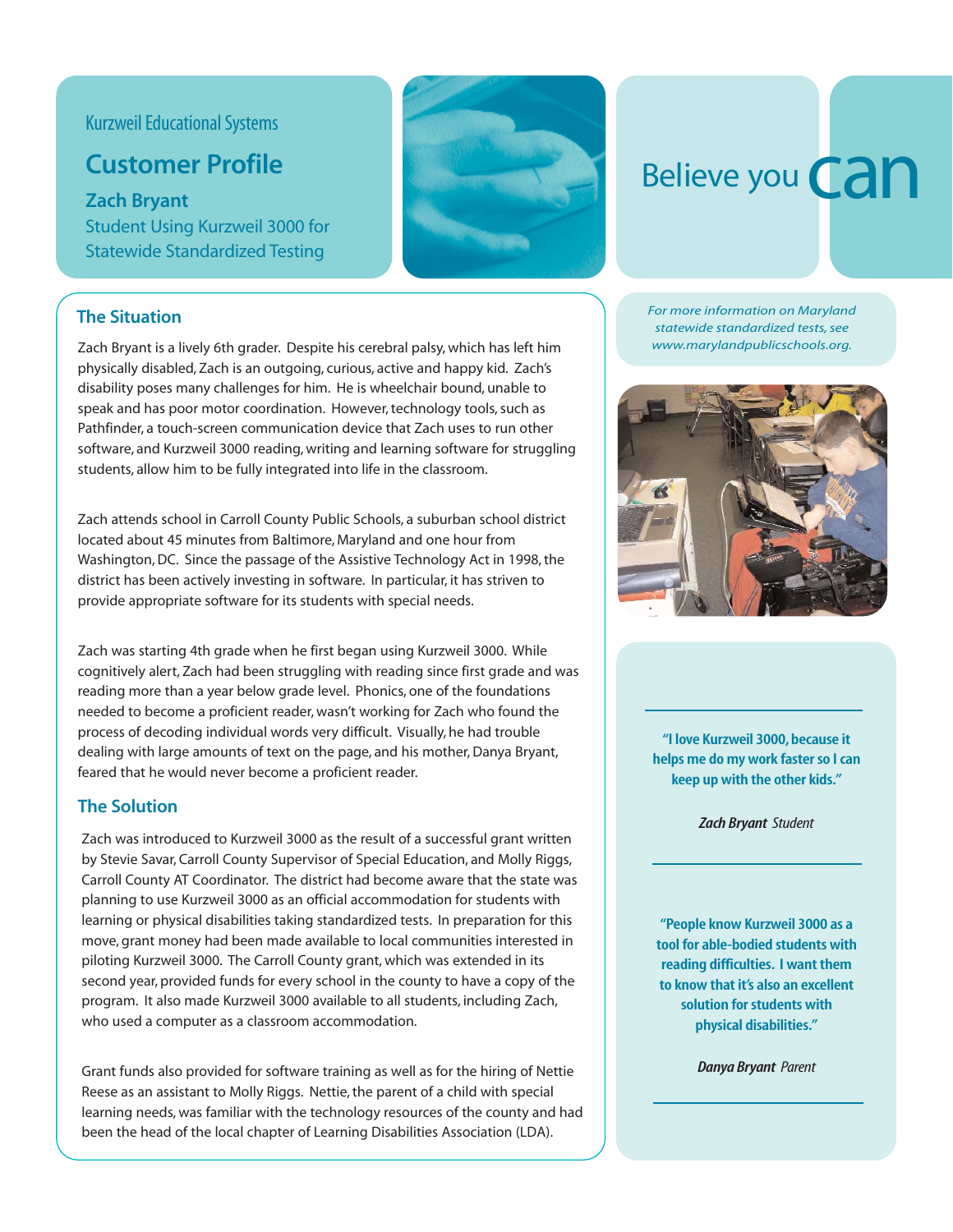Kurzweil Educational Systems

# Customer Profile

**Zach Bryant**

Student Using Kurzweil 3000 for Statewide Standardized Testing

Believe you can

## The Situation

Zach Bryant is a lively 6th grader. Despite his cerebral palsy, which has left him physically disabled, Zach is an outgoing, curious, active and happy kid. Zach's disability poses many challenges for him. He is wheelchair bound, unable to speak and has poor motor coordination. However, technology tools, such as Pathfinder, a touch-screen communication device that Zach uses to run other software, and Kurzweil 3000 reading, writing and learning software for struggling students, allow him to be fully integrated into life in the classroom.

Zach attends school in Carroll County Public Schools, a suburban school district located about 45 minutes from Baltimore, Maryland and one hour from Washington, DC. Since the passage of the Assistive Technology Act in 1998, the district has been actively investing in software. In particular, it has striven to provide appropriate software for its students with special needs.

Zach was starting 4th grade when he first began using Kurzweil 3000. While cognitively alert, Zach had been struggling with reading since first grade and was reading more than a year below grade level. Phonics, one of the foundations needed to become a proficient reader, wasn't working for Zach who found the process of decoding individual words very difficult. Visually, he had trouble dealing with large amounts of text on the page, and his mother, Danya Bryant, feared that he would never become a proficient reader.

## The Solution

Zach was introduced to Kurzweil 3000 as the result of a successful grant written by Stevie Savar, Carroll County Supervisor of Special Education, and Molly Riggs, Carroll County AT Coordinator. The district had become aware that the state was planning to use Kurzweil 3000 as an official accommodation for students with learning or physical disabilities taking standardized tests. In preparation for this move, grant money had been made available to local communities interested in piloting Kurzweil 3000. The Carroll County grant, which was extended in its second year, provided funds for every school in the county to have a copy of the program. It also made Kurzweil 3000 available to all students, including Zach, who used a computer as a classroom accommodation.

Grant funds also provided for software training as well as for the hiring of Nettie Reese as an assistant to Molly Riggs. Nettie, the parent of a child with special learning needs, was familiar with the technology resources of the county and had been the head of the local chapter of Learning Disabilities Association (LDA).

*For more information on Maryland statewide standardized tests, see www.marylandpublicschools.org.*

**"I love Kurzweil 3000, because it helps me do my work faster so I can keep up with the other kids."**

***Zach Bryant*** *Student*

**"People know Kurzweil 3000 as a tool for able-bodied students with reading difficulties. I want them to know that it's also an excellent solution for students with physical disabilities."**

***Danya Bryant*** *Parent*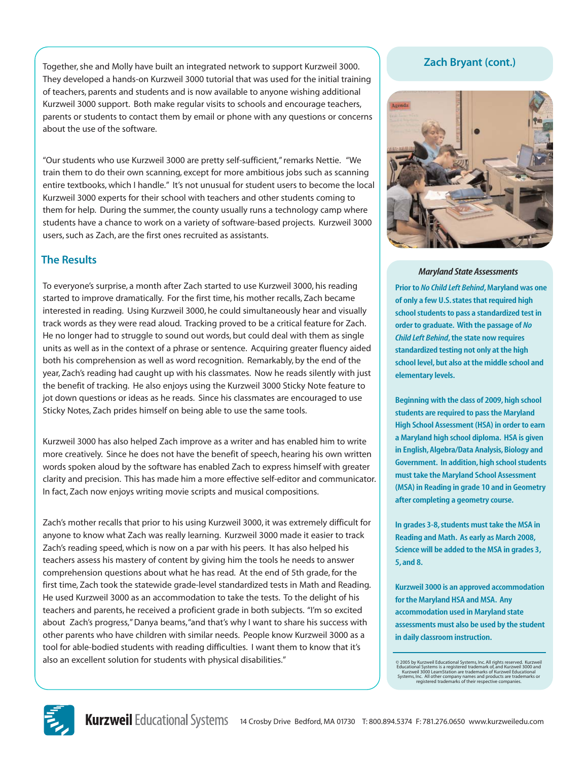Together, she and Molly have built an integrated network to support Kurzweil 3000. They developed a hands-on Kurzweil 3000 tutorial that was used for the initial training of teachers, parents and students and is now available to anyone wishing additional Kurzweil 3000 support. Both make regular visits to schools and encourage teachers, parents or students to contact them by email or phone with any questions or concerns about the use of the software.

"Our students who use Kurzweil 3000 are pretty self-sufficient," remarks Nettie. "We train them to do their own scanning, except for more ambitious jobs such as scanning entire textbooks, which I handle." It's not unusual for student users to become the local Kurzweil 3000 experts for their school with teachers and other students coming to them for help. During the summer, the county usually runs a technology camp where students have a chance to work on a variety of software-based projects. Kurzweil 3000 users, such as Zach, are the first ones recruited as assistants.

## The Results

To everyone's surprise, a month after Zach started to use Kurzweil 3000, his reading started to improve dramatically. For the first time, his mother recalls, Zach became interested in reading. Using Kurzweil 3000, he could simultaneously hear and visually track words as they were read aloud. Tracking proved to be a critical feature for Zach. He no longer had to struggle to sound out words, but could deal with them as single units as well as in the context of a phrase or sentence. Acquiring greater fluency aided both his comprehension as well as word recognition. Remarkably, by the end of the year, Zach's reading had caught up with his classmates. Now he reads silently with just the benefit of tracking. He also enjoys using the Kurzweil 3000 Sticky Note feature to jot down questions or ideas as he reads. Since his classmates are encouraged to use Sticky Notes, Zach prides himself on being able to use the same tools.

Kurzweil 3000 has also helped Zach improve as a writer and has enabled him to write more creatively. Since he does not have the benefit of speech, hearing his own written words spoken aloud by the software has enabled Zach to express himself with greater clarity and precision. This has made him a more effective self-editor and communicator. In fact, Zach now enjoys writing movie scripts and musical compositions.

Zach's mother recalls that prior to his using Kurzweil 3000, it was extremely difficult for anyone to know what Zach was really learning. Kurzweil 3000 made it easier to track Zach's reading speed, which is now on a par with his peers. It has also helped his teachers assess his mastery of content by giving him the tools he needs to answer comprehension questions about what he has read. At the end of 5th grade, for the first time, Zach took the statewide grade-level standardized tests in Math and Reading. He used Kurzweil 3000 as an accommodation to take the tests. To the delight of his teachers and parents, he received a proficient grade in both subjects. "I'm so excited about Zach's progress," Danya beams, "and that's why I want to share his success with other parents who have children with similar needs. People know Kurzweil 3000 as a tool for able-bodied students with reading difficulties. I want them to know that it's also an excellent solution for students with physical disabilities."

## Zach Bryant (cont.)

### *Maryland State Assessments*

**Prior to *No Child Left Behind*, Maryland was one of only a few U.S. states that required high school students to pass a standardized test in order to graduate. With the passage of *No Child Left Behind*, the state now requires standardized testing not only at the high school level, but also at the middle school and elementary levels.**

**Beginning with the class of 2009, high school students are required to pass the Maryland High School Assessment (HSA) in order to earn a Maryland high school diploma. HSA is given in English, Algebra/Data Analysis, Biology and Government. In addition, high school students must take the Maryland School Assessment (MSA) in Reading in grade 10 and in Geometry after completing a geometry course.**

**In grades 3-8, students must take the MSA in Reading and Math. As early as March 2008, Science will be added to the MSA in grades 3, 5, and 8.**

**Kurzweil 3000 is an approved accommodation for the Maryland HSA and MSA. Any accommodation used in Maryland state assessments must also be used by the student in daily classroom instruction.**

© 2005 by Kurzweil Educational Systems, Inc. All rights reserved. Kurzweil Educational Systems is a registered trademark of, and Kurzweil 3000 and Kurzweil 3000 LearnStation are trademarks of Kurzweil Educational Systems, Inc. All other company names and products are trademarks or registered trademarks of their respective companies.

**Kurzweil** Educational Systems 14 Crosby Drive Bedford, MA 01730 T: 800.894.5374 F: 781.276.0650 www.kurzweiledu.com